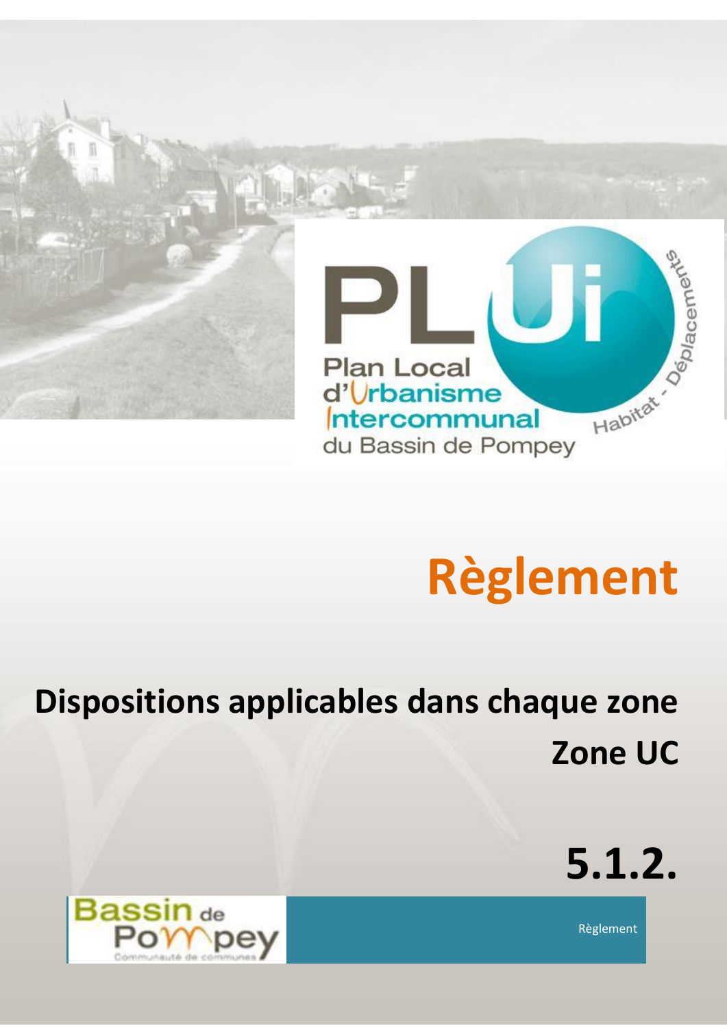PLUi

Plan Local d'Urbanisme Intercommunal du Bassin de Pompey

Habitat - Déplacements

# Règlement

## Dispositions applicables dans chaque zone

## Zone UC

# 5.1.2.

Bassin de Pompey
Communauté de communes

Règlement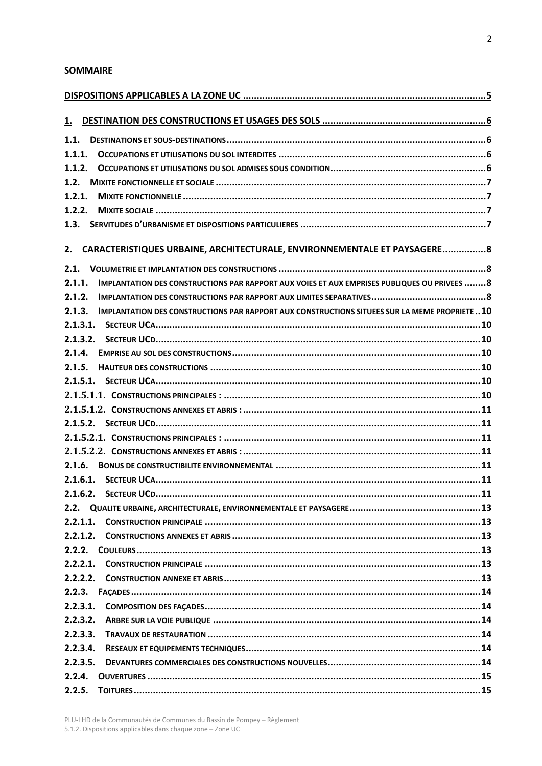**SOMMAIRE**

DISPOSITIONS APPLICABLES A LA ZONE UC ........................................................................................5

1. DESTINATION DES CONSTRUCTIONS ET USAGES DES SOLS ............................................................6

1.1. DESTINATIONS ET SOUS-DESTINATIONS ..............................................................................................6
1.1.1. OCCUPATIONS ET UTILISATIONS DU SOL INTERDITES ..........................................................................6
1.1.2. OCCUPATIONS ET UTILISATIONS DU SOL ADMISES SOUS CONDITION ........................................................6
1.2. MIXITE FONCTIONNELLE ET SOCIALE ..................................................................................................7
1.2.1. MIXITE FONCTIONNELLE ..............................................................................................................7
1.2.2. MIXITE SOCIALE ........................................................................................................................7
1.3. SERVITUDES D'URBANISME ET DISPOSITIONS PARTICULIERES ...................................................................7

2. CARACTERISTIQUES URBAINE, ARCHITECTURALE, ENVIRONNEMENTALE ET PAYSAGERE................8

2.1. VOLUMETRIE ET IMPLANTATION DES CONSTRUCTIONS ...........................................................................8
2.1.1. IMPLANTATION DES CONSTRUCTIONS PAR RAPPORT AUX VOIES ET AUX EMPRISES PUBLIQUES OU PRIVEES ........8
2.1.2. IMPLANTATION DES CONSTRUCTIONS PAR RAPPORT AUX LIMITES SEPARATIVES.........................................8
2.1.3. IMPLANTATION DES CONSTRUCTIONS PAR RAPPORT AUX CONSTRUCTIONS SITUEES SUR LA MEME PROPRIETE ..10
2.1.3.1. SECTEUR UCA ......................................................................................................................10
2.1.3.2. SECTEUR UCD ......................................................................................................................10
2.1.4. EMPRISE AU SOL DES CONSTRUCTIONS ..........................................................................................10
2.1.5. HAUTEUR DES CONSTRUCTIONS ....................................................................................................10
2.1.5.1. SECTEUR UCA ......................................................................................................................10
2.1.5.1.1. CONSTRUCTIONS PRINCIPALES : ............................................................................................10
2.1.5.1.2. CONSTRUCTIONS ANNEXES ET ABRIS : .....................................................................................11
2.1.5.2. SECTEUR UCD ......................................................................................................................11
2.1.5.2.1. CONSTRUCTIONS PRINCIPALES : ............................................................................................11
2.1.5.2.2. CONSTRUCTIONS ANNEXES ET ABRIS : .....................................................................................11
2.1.6. BONUS DE CONSTRUCTIBILITE ENVIRONNEMENTAL ...........................................................................11
2.1.6.1. SECTEUR UCA ......................................................................................................................11
2.1.6.2. SECTEUR UCD ......................................................................................................................11
2.2. QUALITE URBAINE, ARCHITECTURALE, ENVIRONNEMENTALE ET PAYSAGERE ...............................................13
2.2.1.1. CONSTRUCTION PRINCIPALE ....................................................................................................13
2.2.1.2. CONSTRUCTIONS ANNEXES ET ABRIS ..........................................................................................13
2.2.2. COULEURS ...............................................................................................................................13
2.2.2.1. CONSTRUCTION PRINCIPALE ....................................................................................................13
2.2.2.2. CONSTRUCTION ANNEXE ET ABRIS .............................................................................................13
2.2.3. FAÇADES .................................................................................................................................14
2.2.3.1. COMPOSITION DES FAÇADES ....................................................................................................14
2.2.3.2. ARBRE SUR LA VOIE PUBLIQUE .................................................................................................14
2.2.3.3. TRAVAUX DE RESTAURATION ...................................................................................................14
2.2.3.4. RESEAUX ET EQUIPEMENTS TECHNIQUES ......................................................................................14
2.2.3.5. DEVANTURES COMMERCIALES DES CONSTRUCTIONS NOUVELLES ........................................................14
2.2.4. OUVERTURES ...........................................................................................................................15
2.2.5. TOITURES ................................................................................................................................15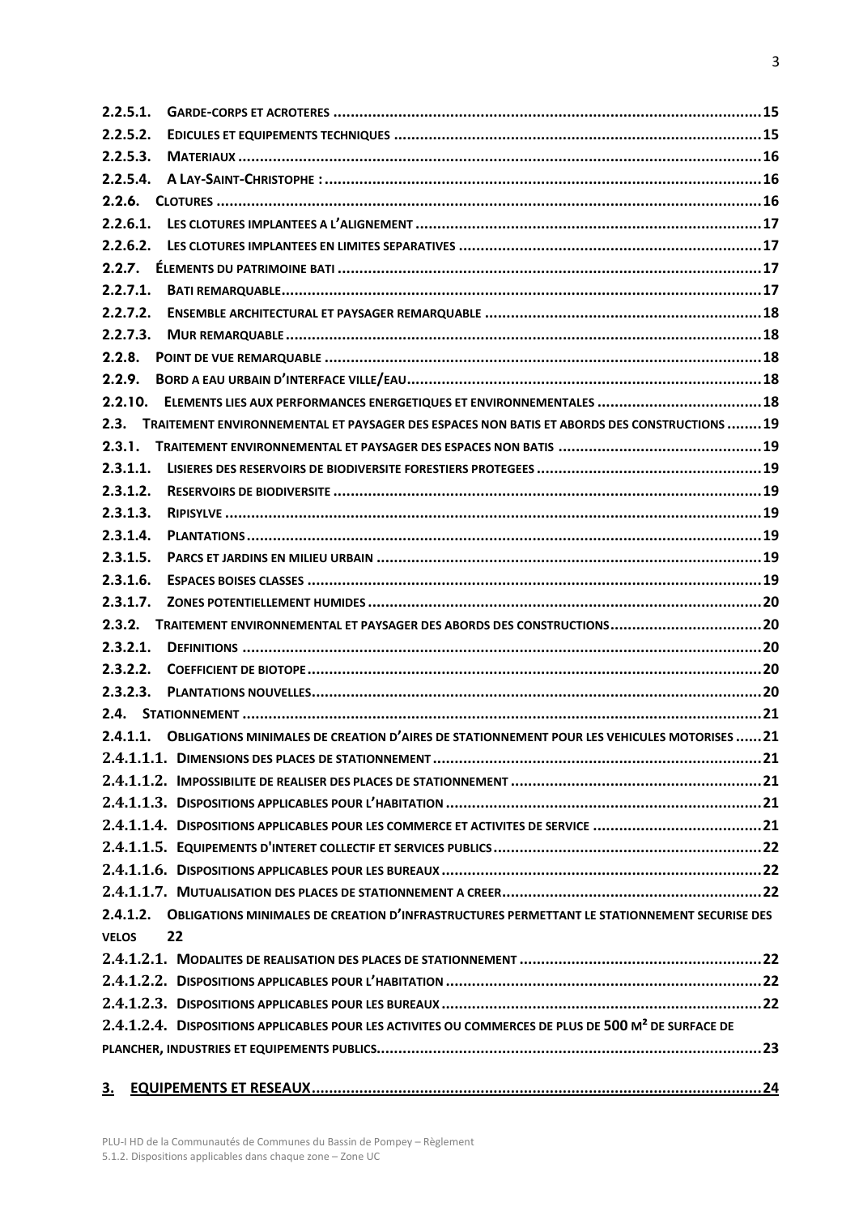2.2.5.1. GARDE-CORPS ET ACROTERES .................................................................................................15
2.2.5.2. EDICULES ET EQUIPEMENTS TECHNIQUES ....................................................................................15
2.2.5.3. MATERIAUX ........................................................................................................................16
2.2.5.4. A LAY-SAINT-CHRISTOPHE : ....................................................................................................16
2.2.6. CLOTURES ............................................................................................................................16
2.2.6.1. LES CLOTURES IMPLANTEES A L'ALIGNEMENT ...............................................................................17
2.2.6.2. LES CLOTURES IMPLANTEES EN LIMITES SEPARATIVES .....................................................................17
2.2.7. ÉLEMENTS DU PATRIMOINE BATI ................................................................................................17
2.2.7.1. BATI REMARQUABLE...............................................................................................................17
2.2.7.2. ENSEMBLE ARCHITECTURAL ET PAYSAGER REMARQUABLE ...............................................................18
2.2.7.3. MUR REMARQUABLE ..............................................................................................................18
2.2.8. POINT DE VUE REMARQUABLE ....................................................................................................18
2.2.9. BORD A EAU URBAIN D'INTERFACE VILLE/EAU.................................................................................18
2.2.10. ELEMENTS LIES AUX PERFORMANCES ENERGETIQUES ET ENVIRONNEMENTALES ......................................18
2.3. TRAITEMENT ENVIRONNEMENTAL ET PAYSAGER DES ESPACES NON BATIS ET ABORDS DES CONSTRUCTIONS ........19
2.3.1. TRAITEMENT ENVIRONNEMENTAL ET PAYSAGER DES ESPACES NON BATIS ..............................................19
2.3.1.1. LISIERES DES RESERVOIRS DE BIODIVERSITE FORESTIERS PROTEGEES ...................................................19
2.3.1.2. RESERVOIRS DE BIODIVERSITE ..................................................................................................19
2.3.1.3. RIPISYLVE ...........................................................................................................................19
2.3.1.4. PLANTATIONS ......................................................................................................................19
2.3.1.5. PARCS ET JARDINS EN MILIEU URBAIN ........................................................................................19
2.3.1.6. ESPACES BOISES CLASSES .......................................................................................................19
2.3.1.7. ZONES POTENTIELLEMENT HUMIDES ..........................................................................................20
2.3.2. TRAITEMENT ENVIRONNEMENTAL ET PAYSAGER DES ABORDS DES CONSTRUCTIONS...................................20
2.3.2.1. DEFINITIONS ......................................................................................................................20
2.3.2.2. COEFFICIENT DE BIOTOPE ........................................................................................................20
2.3.2.3. PLANTATIONS NOUVELLES.......................................................................................................20
2.4. STATIONNEMENT .......................................................................................................................21
2.4.1.1. OBLIGATIONS MINIMALES DE CREATION D'AIRES DE STATIONNEMENT POUR LES VEHICULES MOTORISES ......21
2.4.1.1.1. DIMENSIONS DES PLACES DE STATIONNEMENT ............................................................................21
2.4.1.1.2. IMPOSSIBILITE DE REALISER DES PLACES DE STATIONNEMENT ..........................................................21
2.4.1.1.3. DISPOSITIONS APPLICABLES POUR L'HABITATION .........................................................................21
2.4.1.1.4. DISPOSITIONS APPLICABLES POUR LES COMMERCE ET ACTIVITES DE SERVICE .......................................21
2.4.1.1.5. EQUIPEMENTS D'INTERET COLLECTIF ET SERVICES PUBLICS ..............................................................22
2.4.1.1.6. DISPOSITIONS APPLICABLES POUR LES BUREAUX ..........................................................................22
2.4.1.1.7. MUTUALISATION DES PLACES DE STATIONNEMENT A CREER ............................................................22
2.4.1.2. OBLIGATIONS MINIMALES DE CREATION D'INFRASTRUCTURES PERMETTANT LE STATIONNEMENT SECURISE DES VELOS 22
2.4.1.2.1. MODALITES DE REALISATION DES PLACES DE STATIONNEMENT ........................................................22
2.4.1.2.2. DISPOSITIONS APPLICABLES POUR L'HABITATION .........................................................................22
2.4.1.2.3. DISPOSITIONS APPLICABLES POUR LES BUREAUX ..........................................................................22
2.4.1.2.4. DISPOSITIONS APPLICABLES POUR LES ACTIVITES OU COMMERCES DE PLUS DE 500 M² DE SURFACE DE PLANCHER, INDUSTRIES ET EQUIPEMENTS PUBLICS.........................................................................................23

3. EQUIPEMENTS ET RESEAUX.......................................................................................................24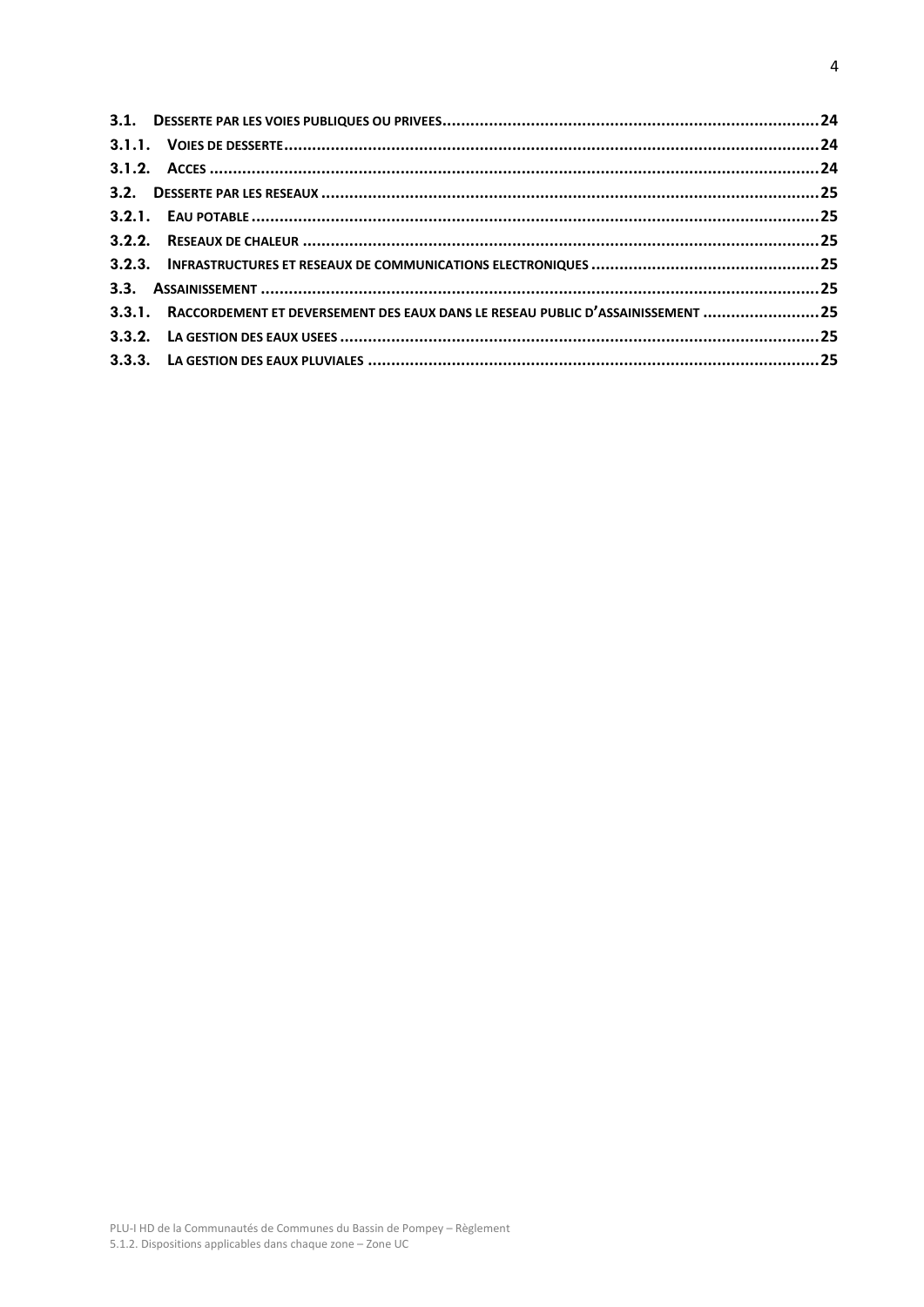**3.1. DESSERTE PAR LES VOIES PUBLIQUES OU PRIVEES** ..... 24
**3.1.1. VOIES DE DESSERTE** ..... 24
**3.1.2. ACCES** ..... 24
**3.2. DESSERTE PAR LES RESEAUX** ..... 25
**3.2.1. EAU POTABLE** ..... 25
**3.2.2. RESEAUX DE CHALEUR** ..... 25
**3.2.3. INFRASTRUCTURES ET RESEAUX DE COMMUNICATIONS ELECTRONIQUES** ..... 25
**3.3. ASSAINISSEMENT** ..... 25
**3.3.1. RACCORDEMENT ET DEVERSEMENT DES EAUX DANS LE RESEAU PUBLIC D'ASSAINISSEMENT** ..... 25
**3.3.2. LA GESTION DES EAUX USEES** ..... 25
**3.3.3. LA GESTION DES EAUX PLUVIALES** ..... 25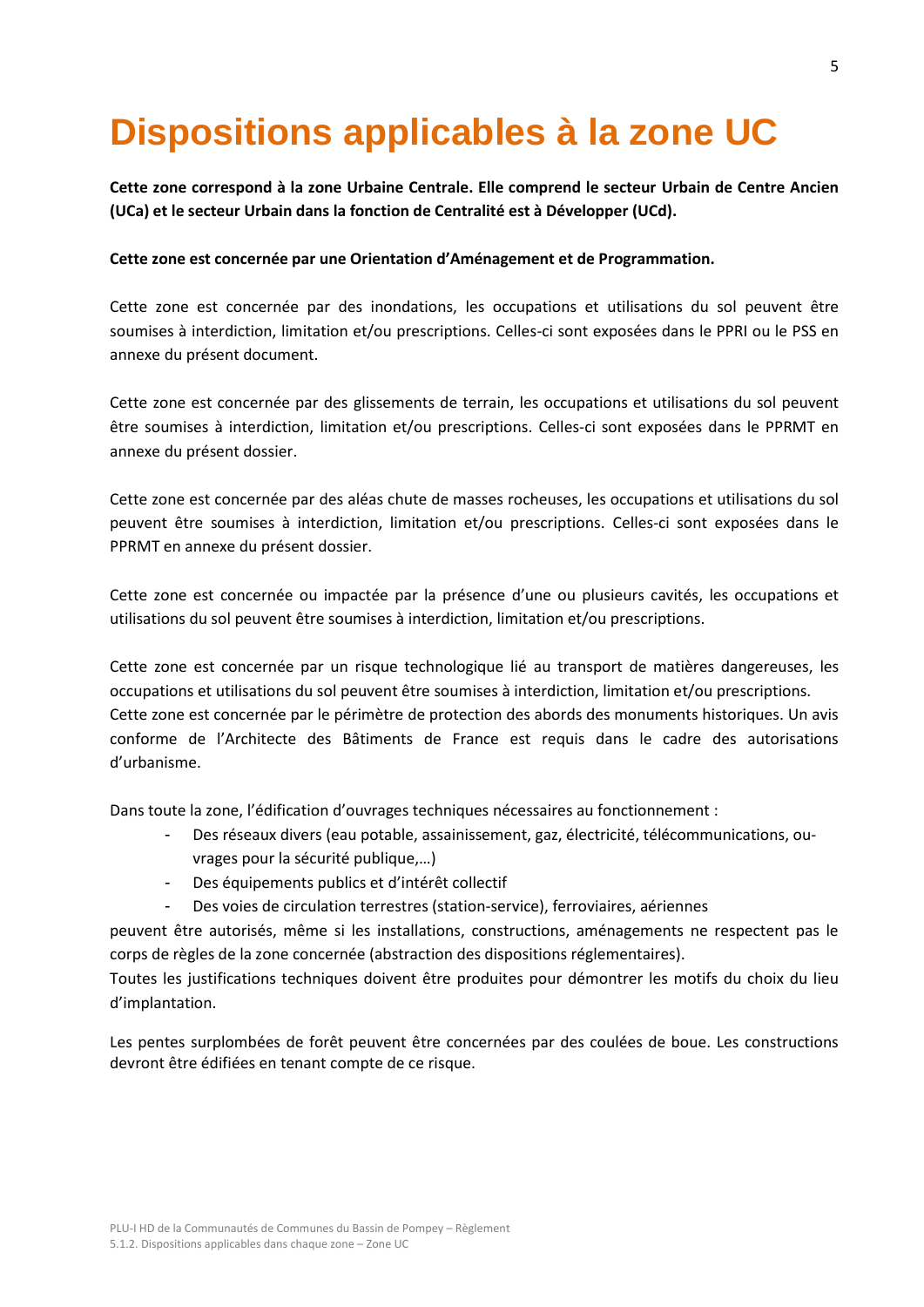# Dispositions applicables à la zone UC

**Cette zone correspond à la zone Urbaine Centrale. Elle comprend le secteur Urbain de Centre Ancien (UCa) et le secteur Urbain dans la fonction de Centralité est à Développer (UCd).**

**Cette zone est concernée par une Orientation d'Aménagement et de Programmation.**

Cette zone est concernée par des inondations, les occupations et utilisations du sol peuvent être soumises à interdiction, limitation et/ou prescriptions. Celles-ci sont exposées dans le PPRI ou le PSS en annexe du présent document.

Cette zone est concernée par des glissements de terrain, les occupations et utilisations du sol peuvent être soumises à interdiction, limitation et/ou prescriptions. Celles-ci sont exposées dans le PPRMT en annexe du présent dossier.

Cette zone est concernée par des aléas chute de masses rocheuses, les occupations et utilisations du sol peuvent être soumises à interdiction, limitation et/ou prescriptions. Celles-ci sont exposées dans le PPRMT en annexe du présent dossier.

Cette zone est concernée ou impactée par la présence d'une ou plusieurs cavités, les occupations et utilisations du sol peuvent être soumises à interdiction, limitation et/ou prescriptions.

Cette zone est concernée par un risque technologique lié au transport de matières dangereuses, les occupations et utilisations du sol peuvent être soumises à interdiction, limitation et/ou prescriptions.
Cette zone est concernée par le périmètre de protection des abords des monuments historiques. Un avis conforme de l'Architecte des Bâtiments de France est requis dans le cadre des autorisations d'urbanisme.

Dans toute la zone, l'édification d'ouvrages techniques nécessaires au fonctionnement :

- Des réseaux divers (eau potable, assainissement, gaz, électricité, télécommunications, ouvrages pour la sécurité publique,…)
- Des équipements publics et d'intérêt collectif
- Des voies de circulation terrestres (station-service), ferroviaires, aériennes

peuvent être autorisés, même si les installations, constructions, aménagements ne respectent pas le corps de règles de la zone concernée (abstraction des dispositions réglementaires).
Toutes les justifications techniques doivent être produites pour démontrer les motifs du choix du lieu d'implantation.

Les pentes surplombées de forêt peuvent être concernées par des coulées de boue. Les constructions devront être édifiées en tenant compte de ce risque.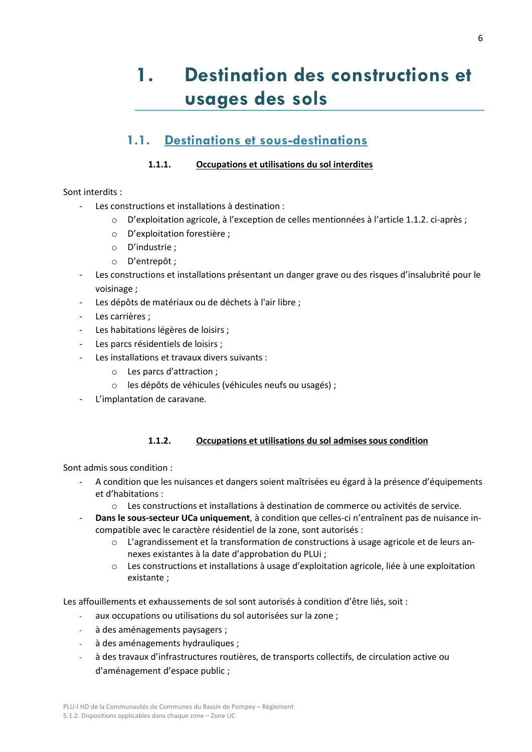# 1. Destination des constructions et usages des sols

## 1.1. Destinations et sous-destinations

### 1.1.1. Occupations et utilisations du sol interdites

Sont interdits :

- Les constructions et installations à destination :
  - D'exploitation agricole, à l'exception de celles mentionnées à l'article 1.1.2. ci-après ;
  - D'exploitation forestière ;
  - D'industrie ;
  - D'entrepôt ;
- Les constructions et installations présentant un danger grave ou des risques d'insalubrité pour le voisinage ;
- Les dépôts de matériaux ou de déchets à l'air libre ;
- Les carrières ;
- Les habitations légères de loisirs ;
- Les parcs résidentiels de loisirs ;
- Les installations et travaux divers suivants :
  - Les parcs d'attraction ;
  - les dépôts de véhicules (véhicules neufs ou usagés) ;
- L'implantation de caravane.

### 1.1.2. Occupations et utilisations du sol admises sous condition

Sont admis sous condition :

- A condition que les nuisances et dangers soient maîtrisées eu égard à la présence d'équipements et d'habitations :
  - Les constructions et installations à destination de commerce ou activités de service.
- **Dans le sous-secteur UCa uniquement**, à condition que celles-ci n'entraînent pas de nuisance incompatible avec le caractère résidentiel de la zone, sont autorisés :
  - L'agrandissement et la transformation de constructions à usage agricole et de leurs annexes existantes à la date d'approbation du PLUi ;
  - Les constructions et installations à usage d'exploitation agricole, liée à une exploitation existante ;

Les affouillements et exhaussements de sol sont autorisés à condition d'être liés, soit :

- aux occupations ou utilisations du sol autorisées sur la zone ;
- à des aménagements paysagers ;
- à des aménagements hydrauliques ;
- à des travaux d'infrastructures routières, de transports collectifs, de circulation active ou d'aménagement d'espace public ;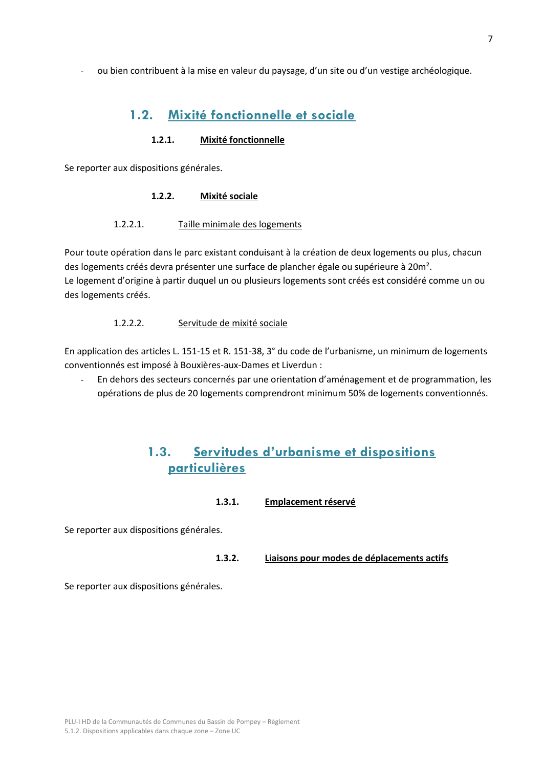- ou bien contribuent à la mise en valeur du paysage, d'un site ou d'un vestige archéologique.

## 1.2. Mixité fonctionnelle et sociale

### 1.2.1. Mixité fonctionnelle

Se reporter aux dispositions générales.

### 1.2.2. Mixité sociale

#### 1.2.2.1. Taille minimale des logements

Pour toute opération dans le parc existant conduisant à la création de deux logements ou plus, chacun des logements créés devra présenter une surface de plancher égale ou supérieure à 20m².
Le logement d'origine à partir duquel un ou plusieurs logements sont créés est considéré comme un ou des logements créés.

#### 1.2.2.2. Servitude de mixité sociale

En application des articles L. 151-15 et R. 151-38, 3° du code de l'urbanisme, un minimum de logements conventionnés est imposé à Bouxières-aux-Dames et Liverdun :

- En dehors des secteurs concernés par une orientation d'aménagement et de programmation, les opérations de plus de 20 logements comprendront minimum 50% de logements conventionnés.

## 1.3. Servitudes d'urbanisme et dispositions particulières

### 1.3.1. Emplacement réservé

Se reporter aux dispositions générales.

### 1.3.2. Liaisons pour modes de déplacements actifs

Se reporter aux dispositions générales.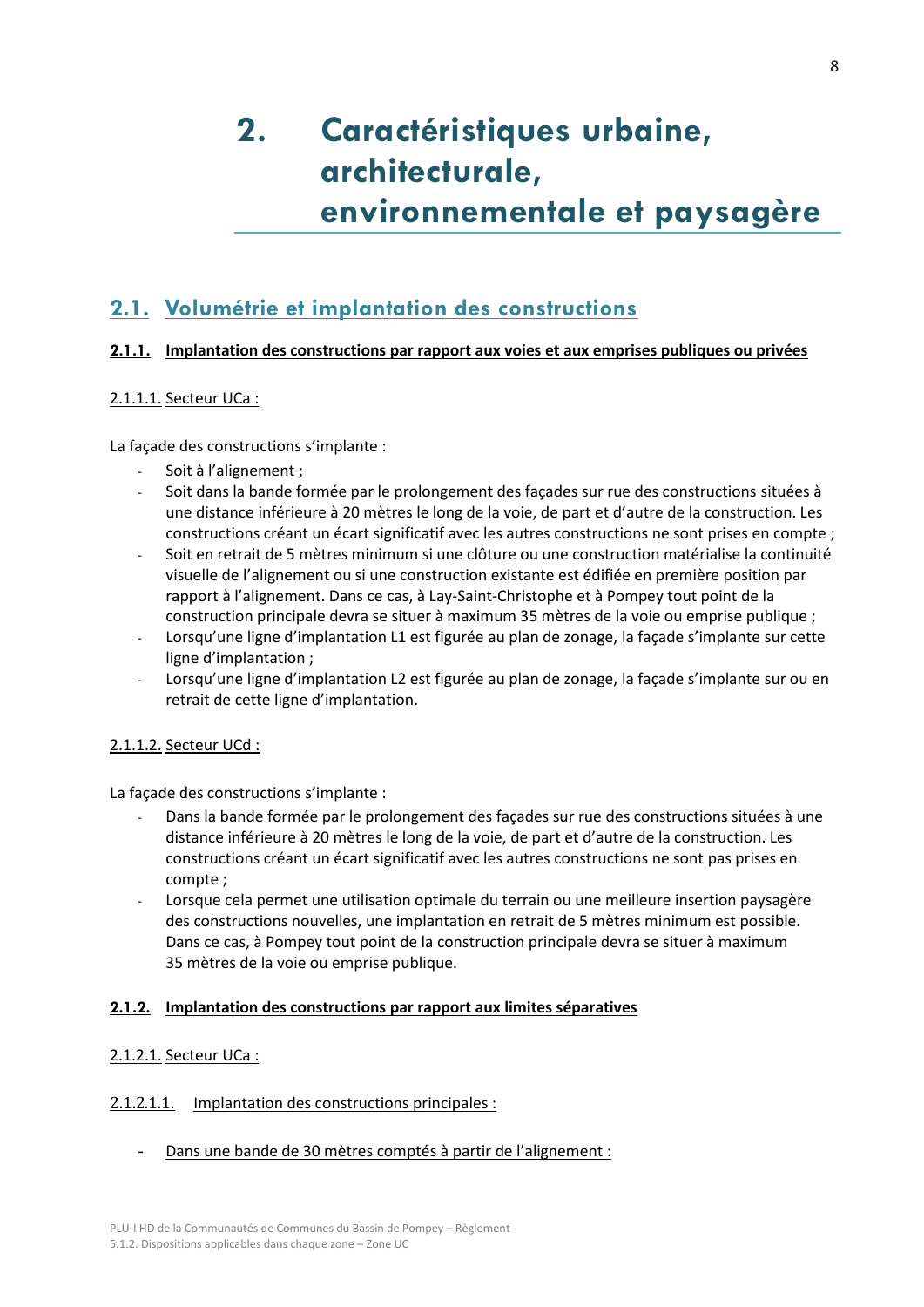# 2. Caractéristiques urbaine, architecturale, environnementale et paysagère

## 2.1. Volumétrie et implantation des constructions

### 2.1.1. Implantation des constructions par rapport aux voies et aux emprises publiques ou privées

2.1.1.1. Secteur UCa :

La façade des constructions s'implante :

- Soit à l'alignement ;
- Soit dans la bande formée par le prolongement des façades sur rue des constructions situées à une distance inférieure à 20 mètres le long de la voie, de part et d'autre de la construction. Les constructions créant un écart significatif avec les autres constructions ne sont prises en compte ;
- Soit en retrait de 5 mètres minimum si une clôture ou une construction matérialise la continuité visuelle de l'alignement ou si une construction existante est édifiée en première position par rapport à l'alignement. Dans ce cas, à Lay-Saint-Christophe et à Pompey tout point de la construction principale devra se situer à maximum 35 mètres de la voie ou emprise publique ;
- Lorsqu'une ligne d'implantation L1 est figurée au plan de zonage, la façade s'implante sur cette ligne d'implantation ;
- Lorsqu'une ligne d'implantation L2 est figurée au plan de zonage, la façade s'implante sur ou en retrait de cette ligne d'implantation.

2.1.1.2. Secteur UCd :

La façade des constructions s'implante :

- Dans la bande formée par le prolongement des façades sur rue des constructions situées à une distance inférieure à 20 mètres le long de la voie, de part et d'autre de la construction. Les constructions créant un écart significatif avec les autres constructions ne sont pas prises en compte ;
- Lorsque cela permet une utilisation optimale du terrain ou une meilleure insertion paysagère des constructions nouvelles, une implantation en retrait de 5 mètres minimum est possible. Dans ce cas, à Pompey tout point de la construction principale devra se situer à maximum 35 mètres de la voie ou emprise publique.

### 2.1.2. Implantation des constructions par rapport aux limites séparatives

2.1.2.1. Secteur UCa :

2.1.2.1.1. Implantation des constructions principales :

- Dans une bande de 30 mètres comptés à partir de l'alignement :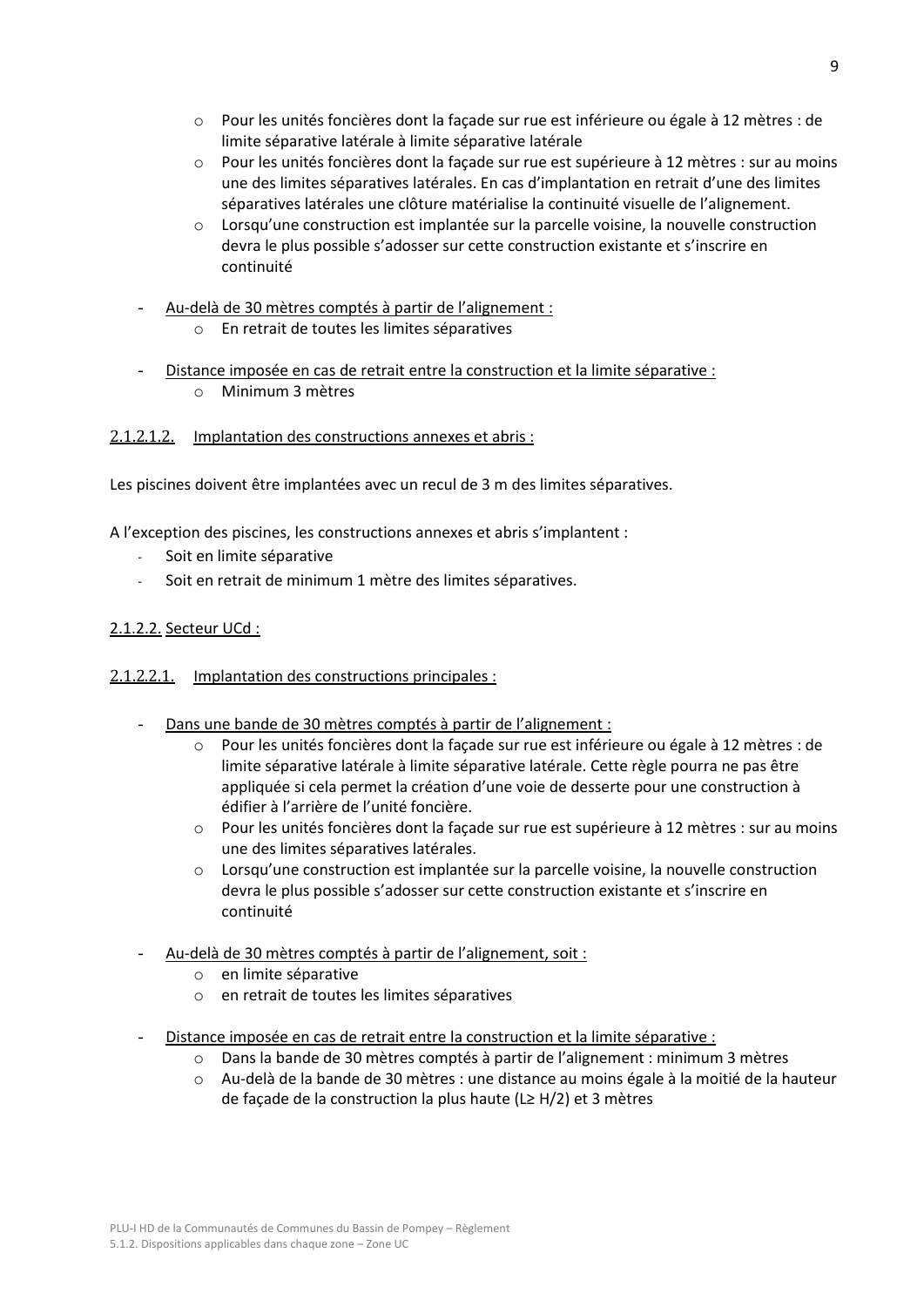- Pour les unités foncières dont la façade sur rue est inférieure ou égale à 12 mètres : de limite séparative latérale à limite séparative latérale
  - Pour les unités foncières dont la façade sur rue est supérieure à 12 mètres : sur au moins une des limites séparatives latérales. En cas d'implantation en retrait d'une des limites séparatives latérales une clôture matérialise la continuité visuelle de l'alignement.
  - Lorsqu'une construction est implantée sur la parcelle voisine, la nouvelle construction devra le plus possible s'adosser sur cette construction existante et s'inscrire en continuité

- Au-delà de 30 mètres comptés à partir de l'alignement :
  - En retrait de toutes les limites séparatives

- Distance imposée en cas de retrait entre la construction et la limite séparative :
  - Minimum 3 mètres

#### 2.1.2.1.2. Implantation des constructions annexes et abris :

Les piscines doivent être implantées avec un recul de 3 m des limites séparatives.

A l'exception des piscines, les constructions annexes et abris s'implantent :

- Soit en limite séparative
- Soit en retrait de minimum 1 mètre des limites séparatives.

### 2.1.2.2. Secteur UCd :

#### 2.1.2.2.1. Implantation des constructions principales :

- Dans une bande de 30 mètres comptés à partir de l'alignement :
  - Pour les unités foncières dont la façade sur rue est inférieure ou égale à 12 mètres : de limite séparative latérale à limite séparative latérale. Cette règle pourra ne pas être appliquée si cela permet la création d'une voie de desserte pour une construction à édifier à l'arrière de l'unité foncière.
  - Pour les unités foncières dont la façade sur rue est supérieure à 12 mètres : sur au moins une des limites séparatives latérales.
  - Lorsqu'une construction est implantée sur la parcelle voisine, la nouvelle construction devra le plus possible s'adosser sur cette construction existante et s'inscrire en continuité

- Au-delà de 30 mètres comptés à partir de l'alignement, soit :
  - en limite séparative
  - en retrait de toutes les limites séparatives

- Distance imposée en cas de retrait entre la construction et la limite séparative :
  - Dans la bande de 30 mètres comptés à partir de l'alignement : minimum 3 mètres
  - Au-delà de la bande de 30 mètres : une distance au moins égale à la moitié de la hauteur de façade de la construction la plus haute ($L \geq H/2$) et 3 mètres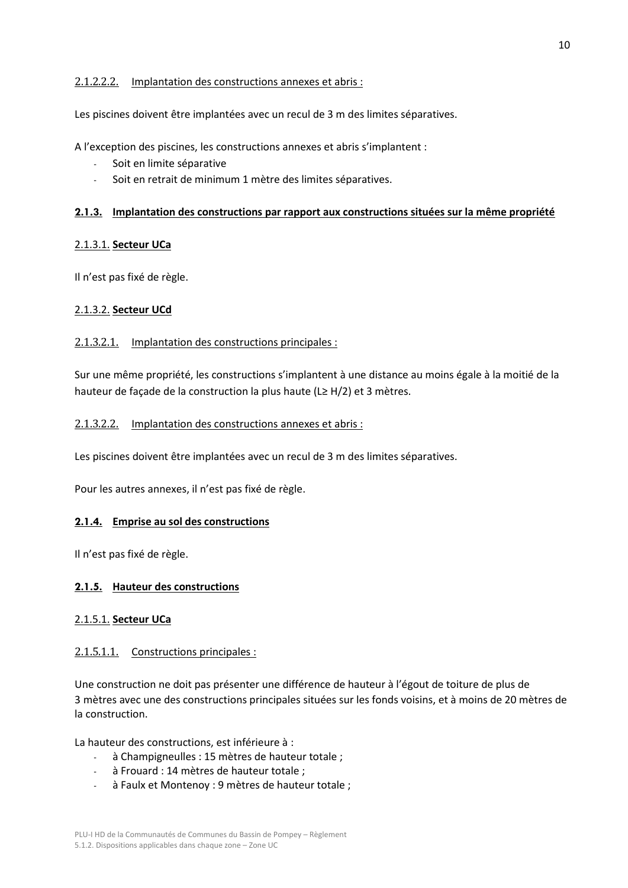2.1.2.2.2. Implantation des constructions annexes et abris :

Les piscines doivent être implantées avec un recul de 3 m des limites séparatives.

A l'exception des piscines, les constructions annexes et abris s'implantent :

- Soit en limite séparative
- Soit en retrait de minimum 1 mètre des limites séparatives.

### 2.1.3. Implantation des constructions par rapport aux constructions situées sur la même propriété

#### 2.1.3.1. Secteur UCa

Il n'est pas fixé de règle.

#### 2.1.3.2. Secteur UCd

2.1.3.2.1. Implantation des constructions principales :

Sur une même propriété, les constructions s'implantent à une distance au moins égale à la moitié de la hauteur de façade de la construction la plus haute ($L \geq H/2$) et 3 mètres.

2.1.3.2.2. Implantation des constructions annexes et abris :

Les piscines doivent être implantées avec un recul de 3 m des limites séparatives.

Pour les autres annexes, il n'est pas fixé de règle.

### 2.1.4. Emprise au sol des constructions

Il n'est pas fixé de règle.

### 2.1.5. Hauteur des constructions

#### 2.1.5.1. Secteur UCa

2.1.5.1.1. Constructions principales :

Une construction ne doit pas présenter une différence de hauteur à l'égout de toiture de plus de 3 mètres avec une des constructions principales situées sur les fonds voisins, et à moins de 20 mètres de la construction.

La hauteur des constructions, est inférieure à :

- à Champigneulles : 15 mètres de hauteur totale ;
- à Frouard : 14 mètres de hauteur totale ;
- à Faulx et Montenoy : 9 mètres de hauteur totale ;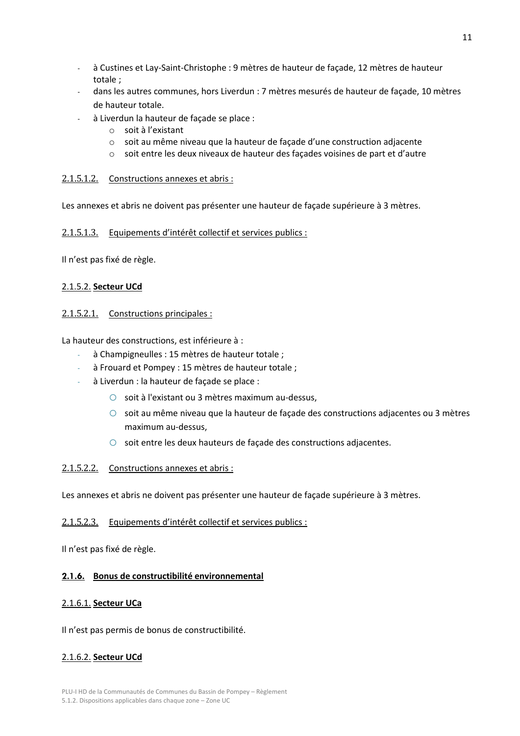- à Custines et Lay-Saint-Christophe : 9 mètres de hauteur de façade, 12 mètres de hauteur totale ;
- dans les autres communes, hors Liverdun : 7 mètres mesurés de hauteur de façade, 10 mètres de hauteur totale.
- à Liverdun la hauteur de façade se place :
  - soit à l'existant
  - soit au même niveau que la hauteur de façade d'une construction adjacente
  - soit entre les deux niveaux de hauteur des façades voisines de part et d'autre

##### 2.1.5.1.2. Constructions annexes et abris :

Les annexes et abris ne doivent pas présenter une hauteur de façade supérieure à 3 mètres.

##### 2.1.5.1.3. Equipements d'intérêt collectif et services publics :

Il n'est pas fixé de règle.

#### 2.1.5.2. **Secteur UCd**

##### 2.1.5.2.1. Constructions principales :

La hauteur des constructions, est inférieure à :

- à Champigneulles : 15 mètres de hauteur totale ;
- à Frouard et Pompey : 15 mètres de hauteur totale ;
- à Liverdun : la hauteur de façade se place :
  - soit à l'existant ou 3 mètres maximum au-dessus,
  - soit au même niveau que la hauteur de façade des constructions adjacentes ou 3 mètres maximum au-dessus,
  - soit entre les deux hauteurs de façade des constructions adjacentes.

##### 2.1.5.2.2. Constructions annexes et abris :

Les annexes et abris ne doivent pas présenter une hauteur de façade supérieure à 3 mètres.

##### 2.1.5.2.3. Equipements d'intérêt collectif et services publics :

Il n'est pas fixé de règle.

### **2.1.6. Bonus de constructibilité environnemental**

#### 2.1.6.1. **Secteur UCa**

Il n'est pas permis de bonus de constructibilité.

#### 2.1.6.2. **Secteur UCd**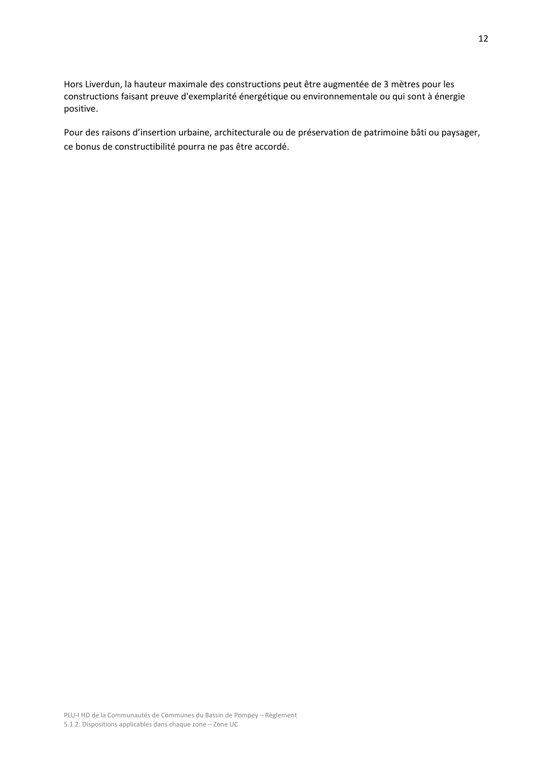Hors Liverdun, la hauteur maximale des constructions peut être augmentée de 3 mètres pour les constructions faisant preuve d'exemplarité énergétique ou environnementale ou qui sont à énergie positive.

Pour des raisons d'insertion urbaine, architecturale ou de préservation de patrimoine bâti ou paysager, ce bonus de constructibilité pourra ne pas être accordé.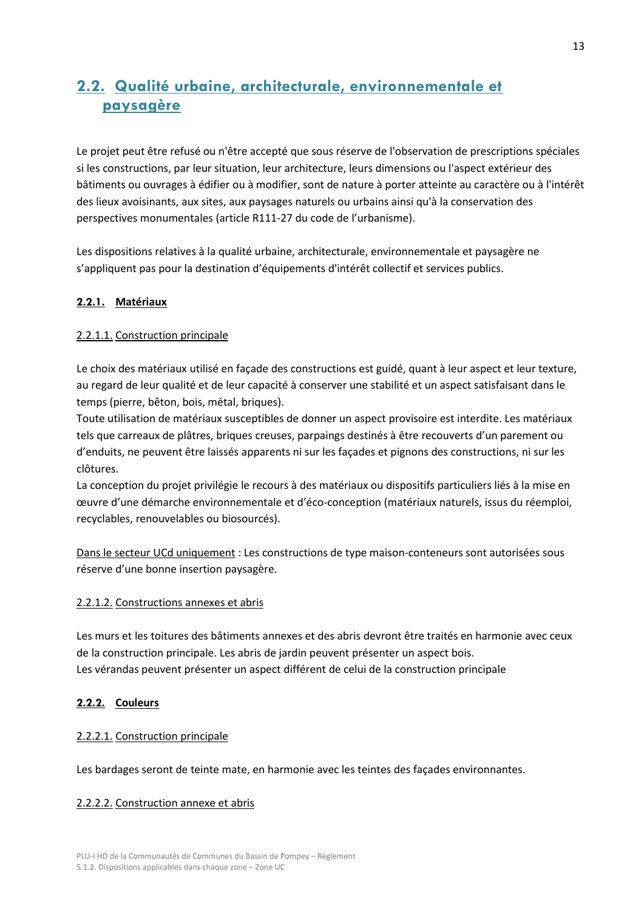## 2.2. Qualité urbaine, architecturale, environnementale et paysagère

Le projet peut être refusé ou n'être accepté que sous réserve de l'observation de prescriptions spéciales si les constructions, par leur situation, leur architecture, leurs dimensions ou l'aspect extérieur des bâtiments ou ouvrages à édifier ou à modifier, sont de nature à porter atteinte au caractère ou à l'intérêt des lieux avoisinants, aux sites, aux paysages naturels ou urbains ainsi qu'à la conservation des perspectives monumentales (article R111-27 du code de l'urbanisme).

Les dispositions relatives à la qualité urbaine, architecturale, environnementale et paysagère ne s'appliquent pas pour la destination d'équipements d'intérêt collectif et services publics.

### 2.2.1. Matériaux

#### 2.2.1.1. Construction principale

Le choix des matériaux utilisé en façade des constructions est guidé, quant à leur aspect et leur texture, au regard de leur qualité et de leur capacité à conserver une stabilité et un aspect satisfaisant dans le temps (pierre, bêton, bois, métal, briques).
Toute utilisation de matériaux susceptibles de donner un aspect provisoire est interdite. Les matériaux tels que carreaux de plâtres, briques creuses, parpaings destinés à être recouverts d'un parement ou d'enduits, ne peuvent être laissés apparents ni sur les façades et pignons des constructions, ni sur les clôtures.
La conception du projet privilégie le recours à des matériaux ou dispositifs particuliers liés à la mise en œuvre d'une démarche environnementale et d'éco-conception (matériaux naturels, issus du réemploi, recyclables, renouvelables ou biosourcés).

Dans le secteur UCd uniquement : Les constructions de type maison-conteneurs sont autorisées sous réserve d'une bonne insertion paysagère.

#### 2.2.1.2. Constructions annexes et abris

Les murs et les toitures des bâtiments annexes et des abris devront être traités en harmonie avec ceux de la construction principale. Les abris de jardin peuvent présenter un aspect bois.
Les vérandas peuvent présenter un aspect différent de celui de la construction principale

### 2.2.2. Couleurs

#### 2.2.2.1. Construction principale

Les bardages seront de teinte mate, en harmonie avec les teintes des façades environnantes.

#### 2.2.2.2. Construction annexe et abris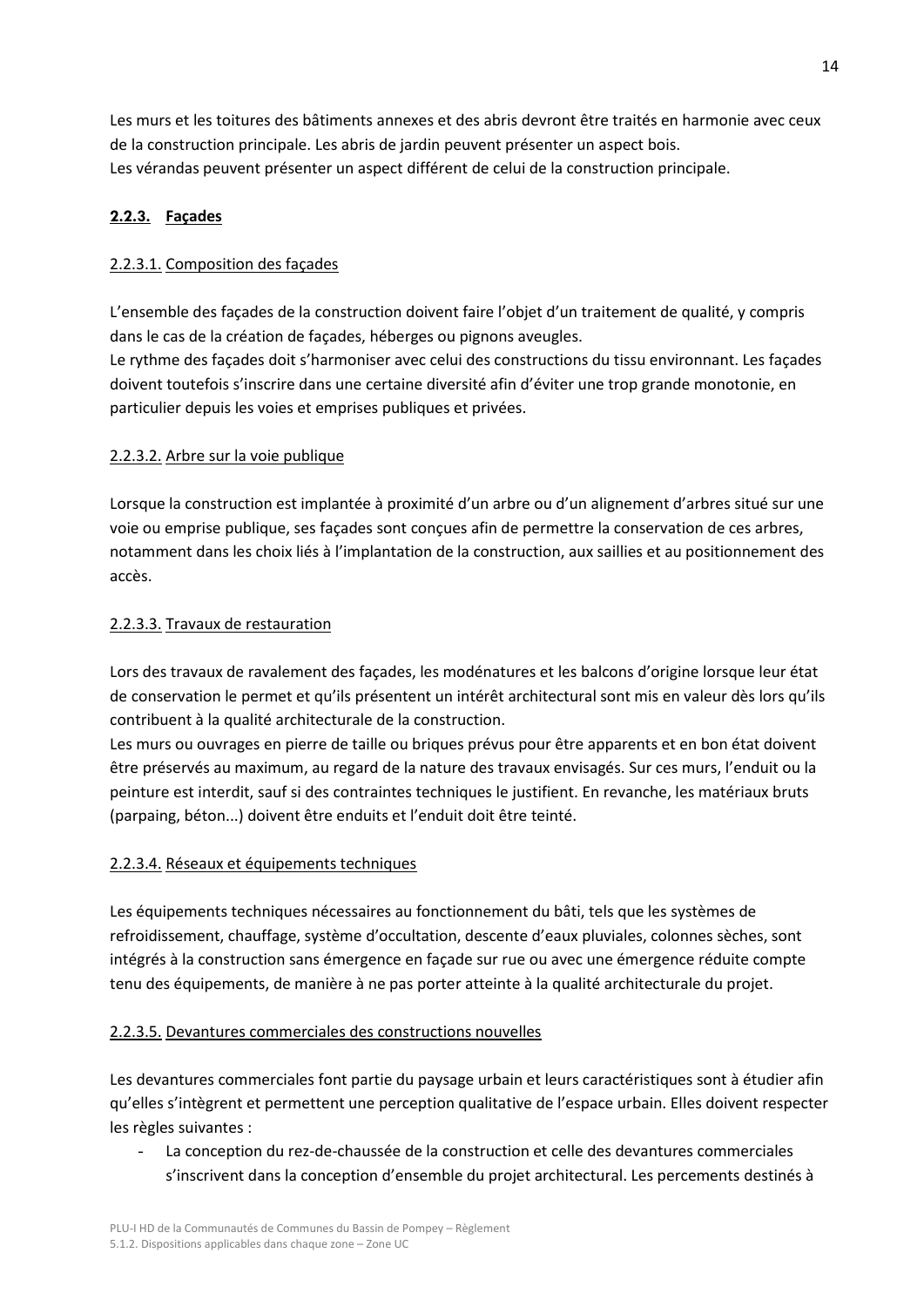Les murs et les toitures des bâtiments annexes et des abris devront être traités en harmonie avec ceux de la construction principale. Les abris de jardin peuvent présenter un aspect bois.
Les vérandas peuvent présenter un aspect différent de celui de la construction principale.

### 2.2.3. Façades

#### 2.2.3.1. Composition des façades

L'ensemble des façades de la construction doivent faire l'objet d'un traitement de qualité, y compris dans le cas de la création de façades, héberges ou pignons aveugles.
Le rythme des façades doit s'harmoniser avec celui des constructions du tissu environnant. Les façades doivent toutefois s'inscrire dans une certaine diversité afin d'éviter une trop grande monotonie, en particulier depuis les voies et emprises publiques et privées.

#### 2.2.3.2. Arbre sur la voie publique

Lorsque la construction est implantée à proximité d'un arbre ou d'un alignement d'arbres situé sur une voie ou emprise publique, ses façades sont conçues afin de permettre la conservation de ces arbres, notamment dans les choix liés à l'implantation de la construction, aux saillies et au positionnement des accès.

#### 2.2.3.3. Travaux de restauration

Lors des travaux de ravalement des façades, les modénatures et les balcons d'origine lorsque leur état de conservation le permet et qu'ils présentent un intérêt architectural sont mis en valeur dès lors qu'ils contribuent à la qualité architecturale de la construction.
Les murs ou ouvrages en pierre de taille ou briques prévus pour être apparents et en bon état doivent être préservés au maximum, au regard de la nature des travaux envisagés. Sur ces murs, l'enduit ou la peinture est interdit, sauf si des contraintes techniques le justifient. En revanche, les matériaux bruts (parpaing, béton...) doivent être enduits et l'enduit doit être teinté.

#### 2.2.3.4. Réseaux et équipements techniques

Les équipements techniques nécessaires au fonctionnement du bâti, tels que les systèmes de refroidissement, chauffage, système d'occultation, descente d'eaux pluviales, colonnes sèches, sont intégrés à la construction sans émergence en façade sur rue ou avec une émergence réduite compte tenu des équipements, de manière à ne pas porter atteinte à la qualité architecturale du projet.

#### 2.2.3.5. Devantures commerciales des constructions nouvelles

Les devantures commerciales font partie du paysage urbain et leurs caractéristiques sont à étudier afin qu'elles s'intègrent et permettent une perception qualitative de l'espace urbain. Elles doivent respecter les règles suivantes :

- La conception du rez-de-chaussée de la construction et celle des devantures commerciales s'inscrivent dans la conception d'ensemble du projet architectural. Les percements destinés à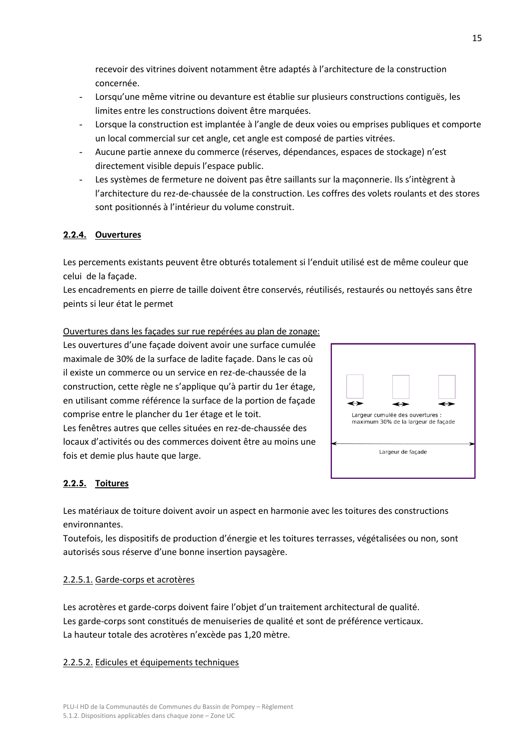recevoir des vitrines doivent notamment être adaptés à l'architecture de la construction concernée.

- Lorsqu'une même vitrine ou devanture est établie sur plusieurs constructions contiguës, les limites entre les constructions doivent être marquées.
- Lorsque la construction est implantée à l'angle de deux voies ou emprises publiques et comporte un local commercial sur cet angle, cet angle est composé de parties vitrées.
- Aucune partie annexe du commerce (réserves, dépendances, espaces de stockage) n'est directement visible depuis l'espace public.
- Les systèmes de fermeture ne doivent pas être saillants sur la maçonnerie. Ils s'intègrent à l'architecture du rez-de-chaussée de la construction. Les coffres des volets roulants et des stores sont positionnés à l'intérieur du volume construit.

#### 2.2.4. Ouvertures

Les percements existants peuvent être obturés totalement si l'enduit utilisé est de même couleur que celui de la façade.
Les encadrements en pierre de taille doivent être conservés, réutilisés, restaurés ou nettoyés sans être peints si leur état le permet

Ouvertures dans les façades sur rue repérées au plan de zonage:

Les ouvertures d'une façade doivent avoir une surface cumulée maximale de 30% de la surface de ladite façade. Dans le cas où il existe un commerce ou un service en rez-de-chaussée de la construction, cette règle ne s'applique qu'à partir du 1er étage, en utilisant comme référence la surface de la portion de façade comprise entre le plancher du 1er étage et le toit.
Les fenêtres autres que celles situées en rez-de-chaussée des locaux d'activités ou des commerces doivent être au moins une fois et demie plus haute que large.

Largeur cumulée des ouvertures : maximum 30% de la largeur de façade

Largeur de façade

#### 2.2.5. Toitures

Les matériaux de toiture doivent avoir un aspect en harmonie avec les toitures des constructions environnantes.
Toutefois, les dispositifs de production d'énergie et les toitures terrasses, végétalisées ou non, sont autorisés sous réserve d'une bonne insertion paysagère.

##### 2.2.5.1. Garde-corps et acrotères

Les acrotères et garde-corps doivent faire l'objet d'un traitement architectural de qualité.
Les garde-corps sont constitués de menuiseries de qualité et sont de préférence verticaux.
La hauteur totale des acrotères n'excède pas 1,20 mètre.

##### 2.2.5.2. Edicules et équipements techniques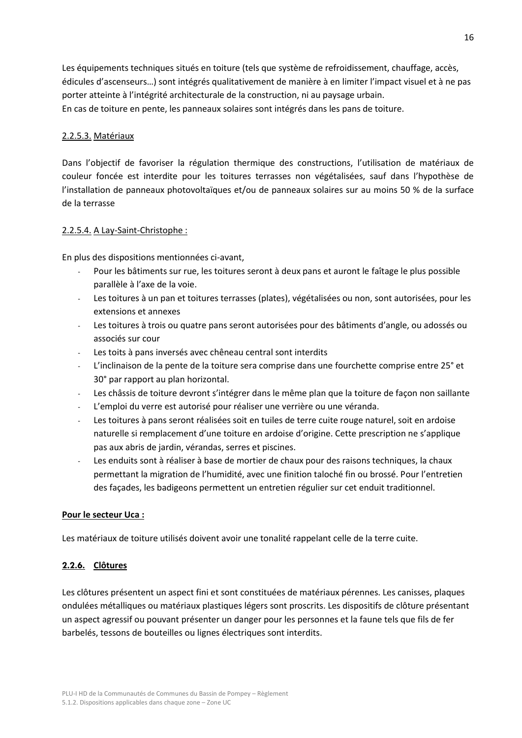Les équipements techniques situés en toiture (tels que système de refroidissement, chauffage, accès, édicules d'ascenseurs…) sont intégrés qualitativement de manière à en limiter l'impact visuel et à ne pas porter atteinte à l'intégrité architecturale de la construction, ni au paysage urbain.
En cas de toiture en pente, les panneaux solaires sont intégrés dans les pans de toiture.

#### 2.2.5.3. Matériaux

Dans l'objectif de favoriser la régulation thermique des constructions, l'utilisation de matériaux de couleur foncée est interdite pour les toitures terrasses non végétalisées, sauf dans l'hypothèse de l'installation de panneaux photovoltaïques et/ou de panneaux solaires sur au moins 50 % de la surface de la terrasse

#### 2.2.5.4. A Lay-Saint-Christophe :

En plus des dispositions mentionnées ci-avant,

- Pour les bâtiments sur rue, les toitures seront à deux pans et auront le faîtage le plus possible parallèle à l'axe de la voie.
- Les toitures à un pan et toitures terrasses (plates), végétalisées ou non, sont autorisées, pour les extensions et annexes
- Les toitures à trois ou quatre pans seront autorisées pour des bâtiments d'angle, ou adossés ou associés sur cour
- Les toits à pans inversés avec chêneau central sont interdits
- L'inclinaison de la pente de la toiture sera comprise dans une fourchette comprise entre 25° et 30° par rapport au plan horizontal.
- Les châssis de toiture devront s'intégrer dans le même plan que la toiture de façon non saillante
- L'emploi du verre est autorisé pour réaliser une verrière ou une véranda.
- Les toitures à pans seront réalisées soit en tuiles de terre cuite rouge naturel, soit en ardoise naturelle si remplacement d'une toiture en ardoise d'origine. Cette prescription ne s'applique pas aux abris de jardin, vérandas, serres et piscines.
- Les enduits sont à réaliser à base de mortier de chaux pour des raisons techniques, la chaux permettant la migration de l'humidité, avec une finition taloché fin ou brossé. Pour l'entretien des façades, les badigeons permettent un entretien régulier sur cet enduit traditionnel.

**Pour le secteur Uca :**

Les matériaux de toiture utilisés doivent avoir une tonalité rappelant celle de la terre cuite.

### 2.2.6. Clôtures

Les clôtures présentent un aspect fini et sont constituées de matériaux pérennes. Les canisses, plaques ondulées métalliques ou matériaux plastiques légers sont proscrits. Les dispositifs de clôture présentant un aspect agressif ou pouvant présenter un danger pour les personnes et la faune tels que fils de fer barbelés, tessons de bouteilles ou lignes électriques sont interdits.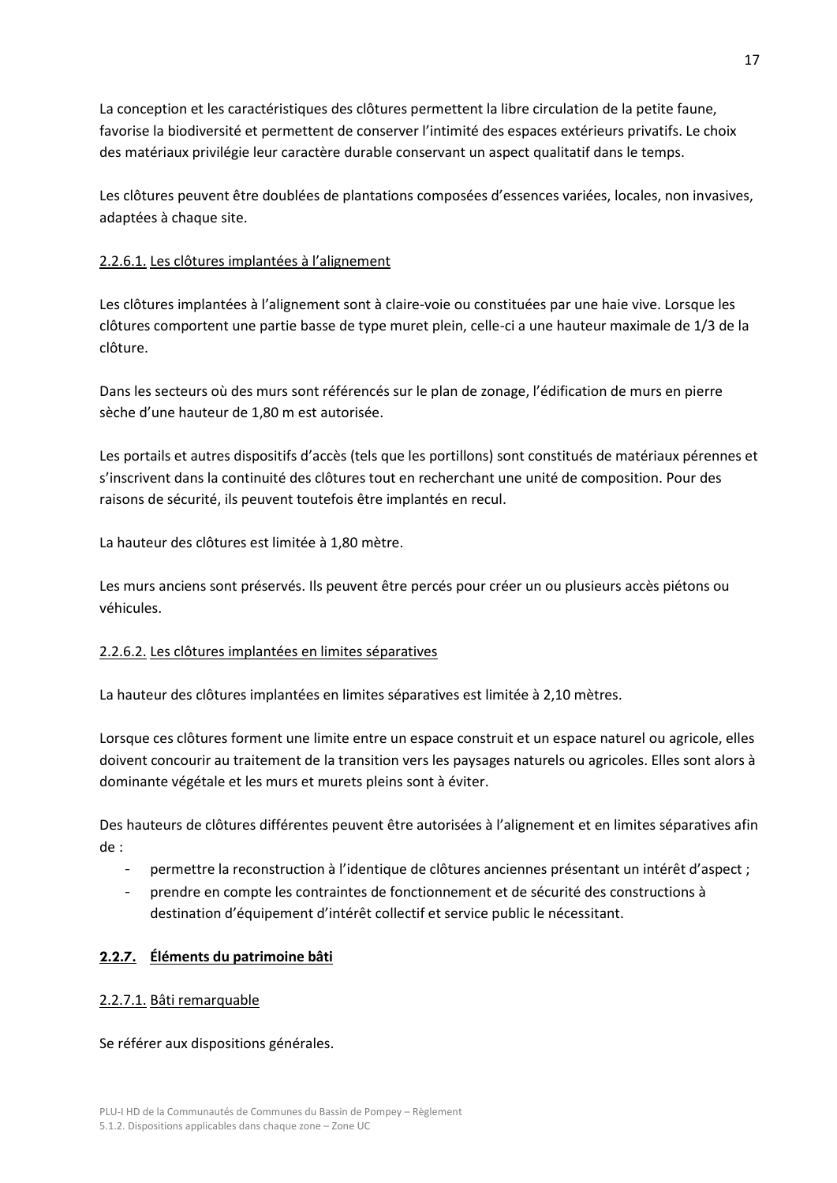La conception et les caractéristiques des clôtures permettent la libre circulation de la petite faune, favorise la biodiversité et permettent de conserver l'intimité des espaces extérieurs privatifs. Le choix des matériaux privilégie leur caractère durable conservant un aspect qualitatif dans le temps.

Les clôtures peuvent être doublées de plantations composées d'essences variées, locales, non invasives, adaptées à chaque site.

#### 2.2.6.1. Les clôtures implantées à l'alignement

Les clôtures implantées à l'alignement sont à claire-voie ou constituées par une haie vive. Lorsque les clôtures comportent une partie basse de type muret plein, celle-ci a une hauteur maximale de 1/3 de la clôture.

Dans les secteurs où des murs sont référencés sur le plan de zonage, l'édification de murs en pierre sèche d'une hauteur de 1,80 m est autorisée.

Les portails et autres dispositifs d'accès (tels que les portillons) sont constitués de matériaux pérennes et s'inscrivent dans la continuité des clôtures tout en recherchant une unité de composition. Pour des raisons de sécurité, ils peuvent toutefois être implantés en recul.

La hauteur des clôtures est limitée à 1,80 mètre.

Les murs anciens sont préservés. Ils peuvent être percés pour créer un ou plusieurs accès piétons ou véhicules.

#### 2.2.6.2. Les clôtures implantées en limites séparatives

La hauteur des clôtures implantées en limites séparatives est limitée à 2,10 mètres.

Lorsque ces clôtures forment une limite entre un espace construit et un espace naturel ou agricole, elles doivent concourir au traitement de la transition vers les paysages naturels ou agricoles. Elles sont alors à dominante végétale et les murs et murets pleins sont à éviter.

Des hauteurs de clôtures différentes peuvent être autorisées à l'alignement et en limites séparatives afin de :

- permettre la reconstruction à l'identique de clôtures anciennes présentant un intérêt d'aspect ;
- prendre en compte les contraintes de fonctionnement et de sécurité des constructions à destination d'équipement d'intérêt collectif et service public le nécessitant.

### 2.2.7. Éléments du patrimoine bâti

#### 2.2.7.1. Bâti remarquable

Se référer aux dispositions générales.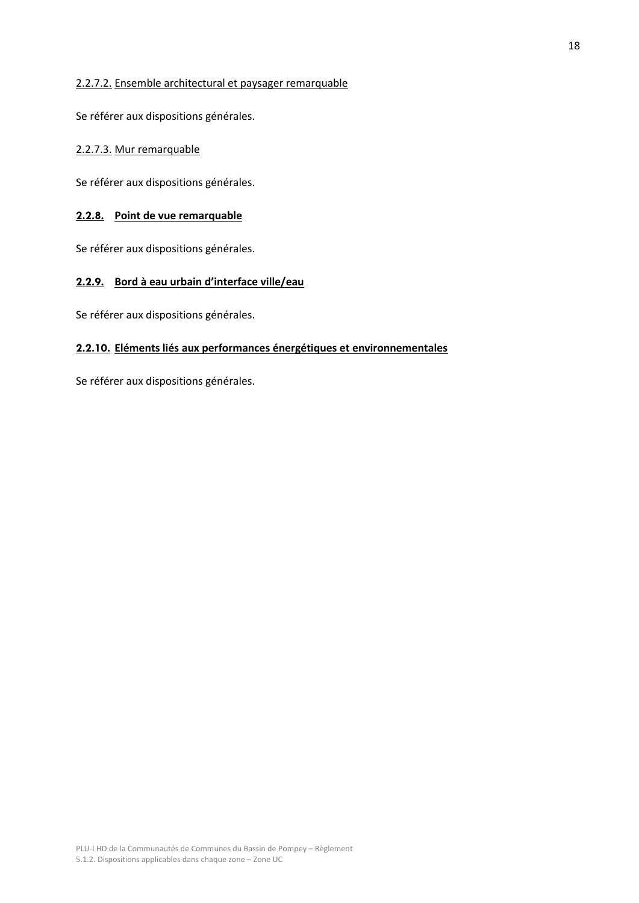#### 2.2.7.2. Ensemble architectural et paysager remarquable

Se référer aux dispositions générales.

#### 2.2.7.3. Mur remarquable

Se référer aux dispositions générales.

### 2.2.8. Point de vue remarquable

Se référer aux dispositions générales.

### 2.2.9. Bord à eau urbain d'interface ville/eau

Se référer aux dispositions générales.

### 2.2.10. Eléments liés aux performances énergétiques et environnementales

Se référer aux dispositions générales.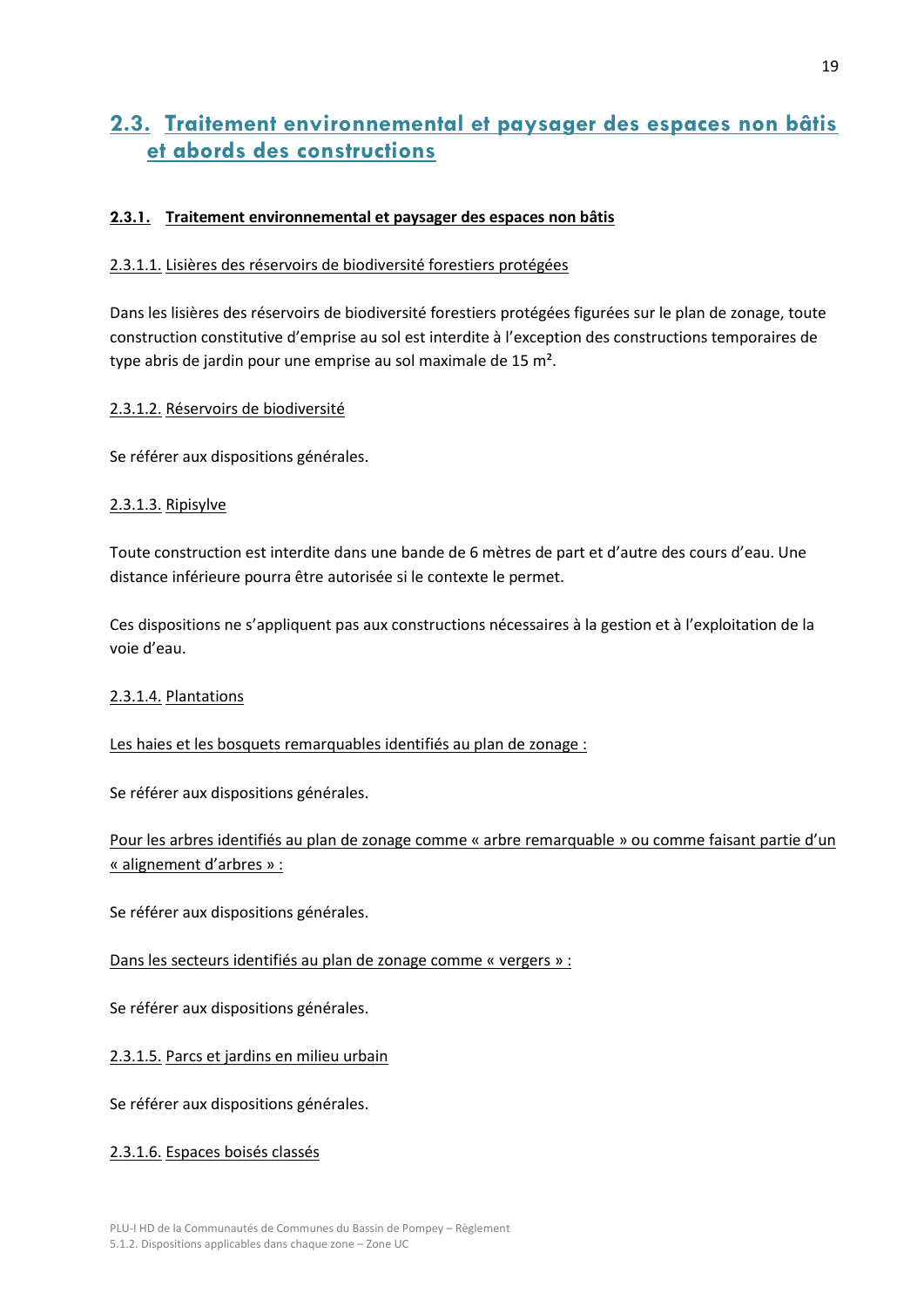## 2.3. Traitement environnemental et paysager des espaces non bâtis et abords des constructions

### 2.3.1. Traitement environnemental et paysager des espaces non bâtis

#### 2.3.1.1. Lisières des réservoirs de biodiversité forestiers protégées

Dans les lisières des réservoirs de biodiversité forestiers protégées figurées sur le plan de zonage, toute construction constitutive d'emprise au sol est interdite à l'exception des constructions temporaires de type abris de jardin pour une emprise au sol maximale de 15 m².

#### 2.3.1.2. Réservoirs de biodiversité

Se référer aux dispositions générales.

#### 2.3.1.3. Ripisylve

Toute construction est interdite dans une bande de 6 mètres de part et d'autre des cours d'eau. Une distance inférieure pourra être autorisée si le contexte le permet.

Ces dispositions ne s'appliquent pas aux constructions nécessaires à la gestion et à l'exploitation de la voie d'eau.

#### 2.3.1.4. Plantations

Les haies et les bosquets remarquables identifiés au plan de zonage :

Se référer aux dispositions générales.

Pour les arbres identifiés au plan de zonage comme « arbre remarquable » ou comme faisant partie d'un « alignement d'arbres » :

Se référer aux dispositions générales.

Dans les secteurs identifiés au plan de zonage comme « vergers » :

Se référer aux dispositions générales.

#### 2.3.1.5. Parcs et jardins en milieu urbain

Se référer aux dispositions générales.

#### 2.3.1.6. Espaces boisés classés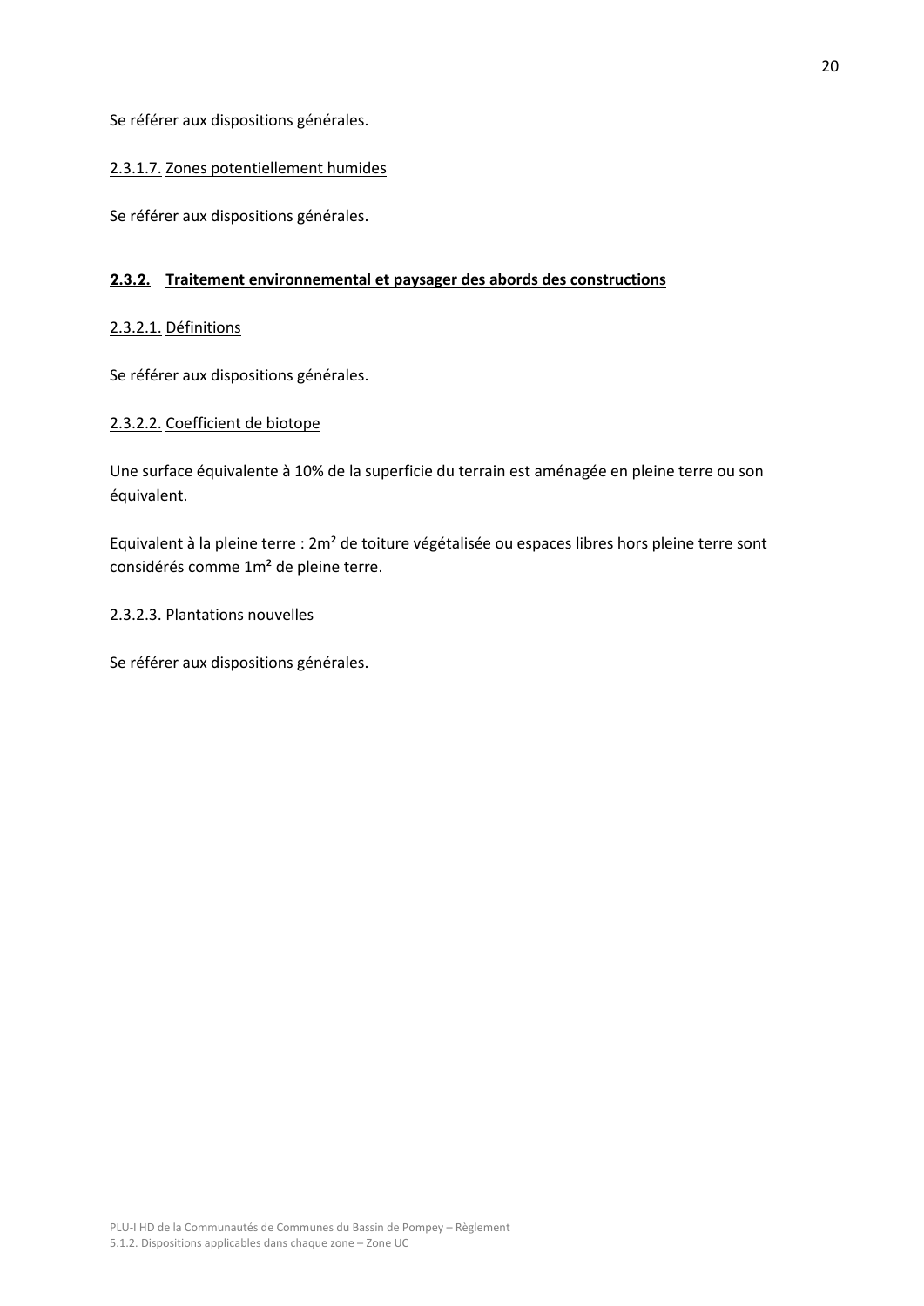Se référer aux dispositions générales.

2.3.1.7. Zones potentiellement humides

Se référer aux dispositions générales.

### 2.3.2. Traitement environnemental et paysager des abords des constructions

2.3.2.1. Définitions

Se référer aux dispositions générales.

2.3.2.2. Coefficient de biotope

Une surface équivalente à 10% de la superficie du terrain est aménagée en pleine terre ou son équivalent.

Equivalent à la pleine terre : 2m² de toiture végétalisée ou espaces libres hors pleine terre sont considérés comme 1m² de pleine terre.

2.3.2.3. Plantations nouvelles

Se référer aux dispositions générales.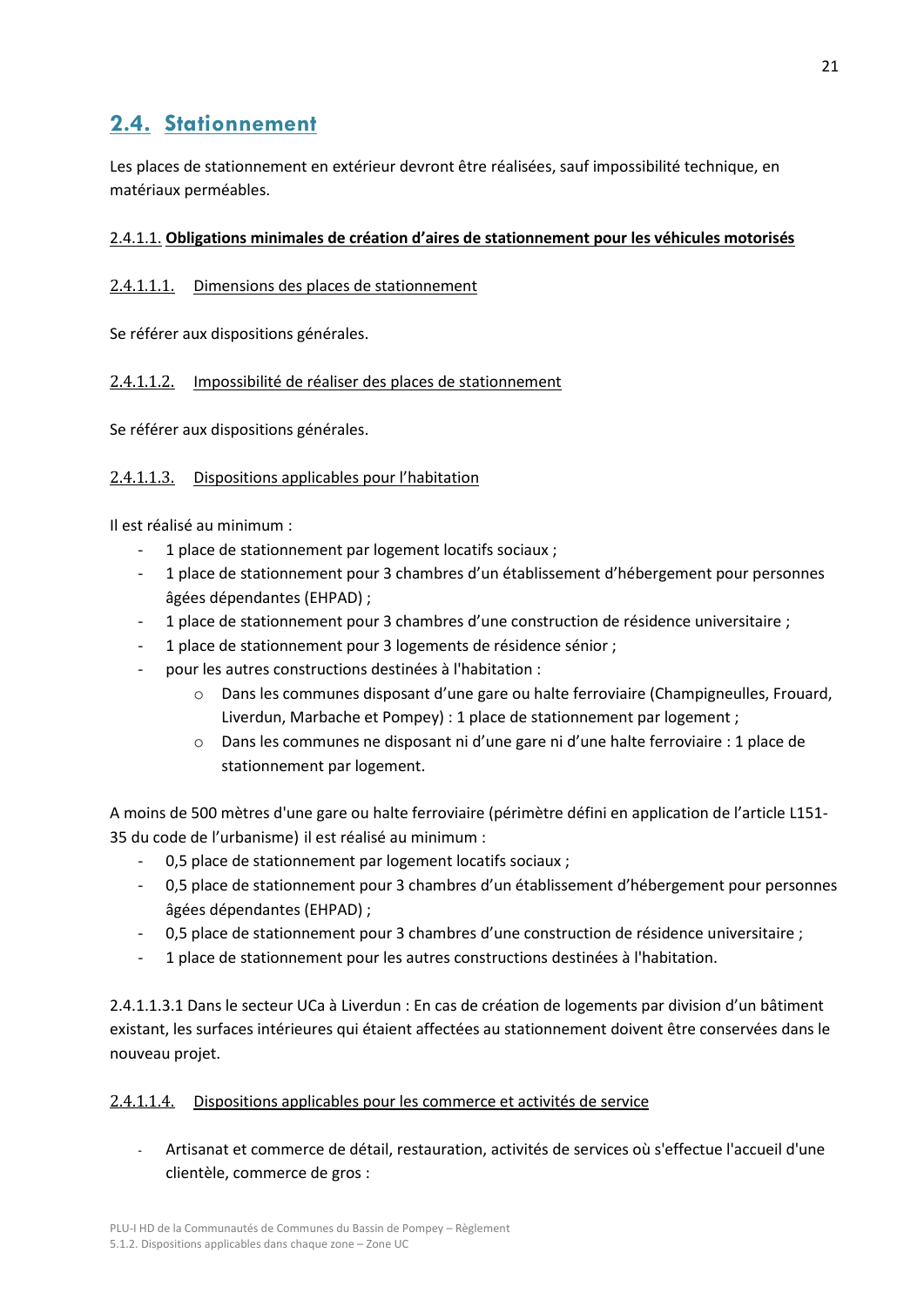## 2.4. Stationnement

Les places de stationnement en extérieur devront être réalisées, sauf impossibilité technique, en matériaux perméables.

### 2.4.1.1. **Obligations minimales de création d'aires de stationnement pour les véhicules motorisés**

#### 2.4.1.1.1. Dimensions des places de stationnement

Se référer aux dispositions générales.

#### 2.4.1.1.2. Impossibilité de réaliser des places de stationnement

Se référer aux dispositions générales.

#### 2.4.1.1.3. Dispositions applicables pour l'habitation

Il est réalisé au minimum :

- 1 place de stationnement par logement locatifs sociaux ;
- 1 place de stationnement pour 3 chambres d'un établissement d'hébergement pour personnes âgées dépendantes (EHPAD) ;
- 1 place de stationnement pour 3 chambres d'une construction de résidence universitaire ;
- 1 place de stationnement pour 3 logements de résidence sénior ;
- pour les autres constructions destinées à l'habitation :
  - Dans les communes disposant d'une gare ou halte ferroviaire (Champigneulles, Frouard, Liverdun, Marbache et Pompey) : 1 place de stationnement par logement ;
  - Dans les communes ne disposant ni d'une gare ni d'une halte ferroviaire : 1 place de stationnement par logement.

A moins de 500 mètres d'une gare ou halte ferroviaire (périmètre défini en application de l'article L151-35 du code de l'urbanisme) il est réalisé au minimum :

- 0,5 place de stationnement par logement locatifs sociaux ;
- 0,5 place de stationnement pour 3 chambres d'un établissement d'hébergement pour personnes âgées dépendantes (EHPAD) ;
- 0,5 place de stationnement pour 3 chambres d'une construction de résidence universitaire ;
- 1 place de stationnement pour les autres constructions destinées à l'habitation.

2.4.1.1.3.1 Dans le secteur UCa à Liverdun : En cas de création de logements par division d'un bâtiment existant, les surfaces intérieures qui étaient affectées au stationnement doivent être conservées dans le nouveau projet.

#### 2.4.1.1.4. Dispositions applicables pour les commerce et activités de service

- Artisanat et commerce de détail, restauration, activités de services où s'effectue l'accueil d'une clientèle, commerce de gros :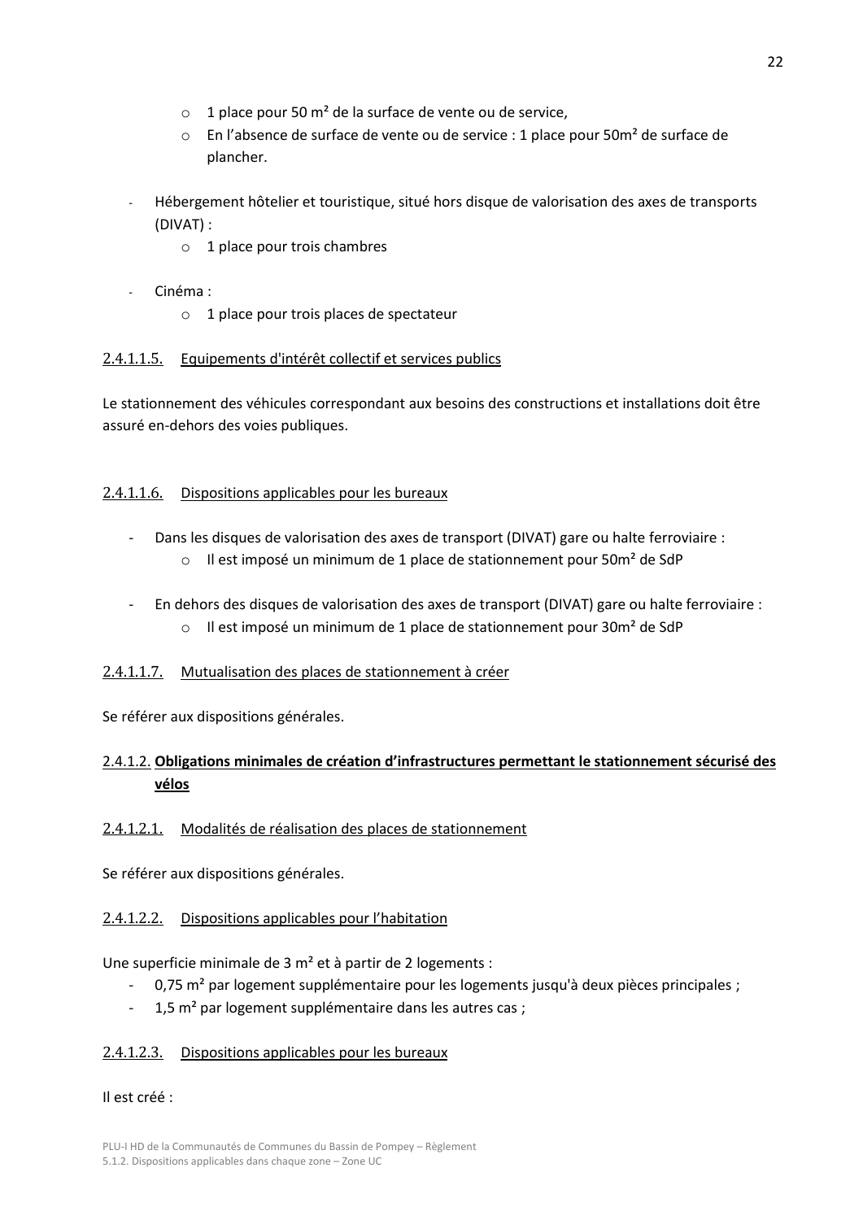- 1 place pour 50 m² de la surface de vente ou de service,
  - En l'absence de surface de vente ou de service : 1 place pour 50m² de surface de plancher.

- Hébergement hôtelier et touristique, situé hors disque de valorisation des axes de transports (DIVAT) :
  - 1 place pour trois chambres

- Cinéma :
  - 1 place pour trois places de spectateur

#### 2.4.1.1.5. Equipements d'intérêt collectif et services publics

Le stationnement des véhicules correspondant aux besoins des constructions et installations doit être assuré en-dehors des voies publiques.

#### 2.4.1.1.6. Dispositions applicables pour les bureaux

- Dans les disques de valorisation des axes de transport (DIVAT) gare ou halte ferroviaire :
  - Il est imposé un minimum de 1 place de stationnement pour 50m² de SdP

- En dehors des disques de valorisation des axes de transport (DIVAT) gare ou halte ferroviaire :
  - Il est imposé un minimum de 1 place de stationnement pour 30m² de SdP

#### 2.4.1.1.7. Mutualisation des places de stationnement à créer

Se référer aux dispositions générales.

### 2.4.1.2. **Obligations minimales de création d'infrastructures permettant le stationnement sécurisé des vélos**

#### 2.4.1.2.1. Modalités de réalisation des places de stationnement

Se référer aux dispositions générales.

#### 2.4.1.2.2. Dispositions applicables pour l'habitation

Une superficie minimale de 3 m² et à partir de 2 logements :

- 0,75 m² par logement supplémentaire pour les logements jusqu'à deux pièces principales ;
- 1,5 m² par logement supplémentaire dans les autres cas ;

#### 2.4.1.2.3. Dispositions applicables pour les bureaux

Il est créé :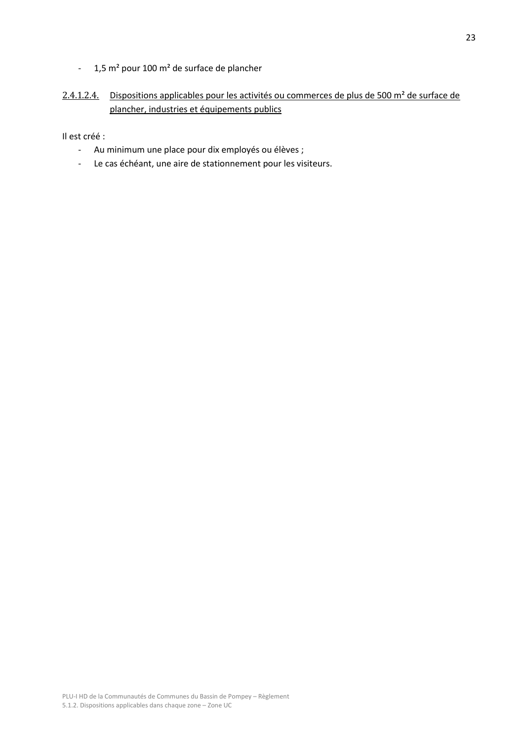- 1,5 m² pour 100 m² de surface de plancher

#### 2.4.1.2.4. Dispositions applicables pour les activités ou commerces de plus de 500 m² de surface de plancher, industries et équipements publics

Il est créé :

- Au minimum une place pour dix employés ou élèves ;
- Le cas échéant, une aire de stationnement pour les visiteurs.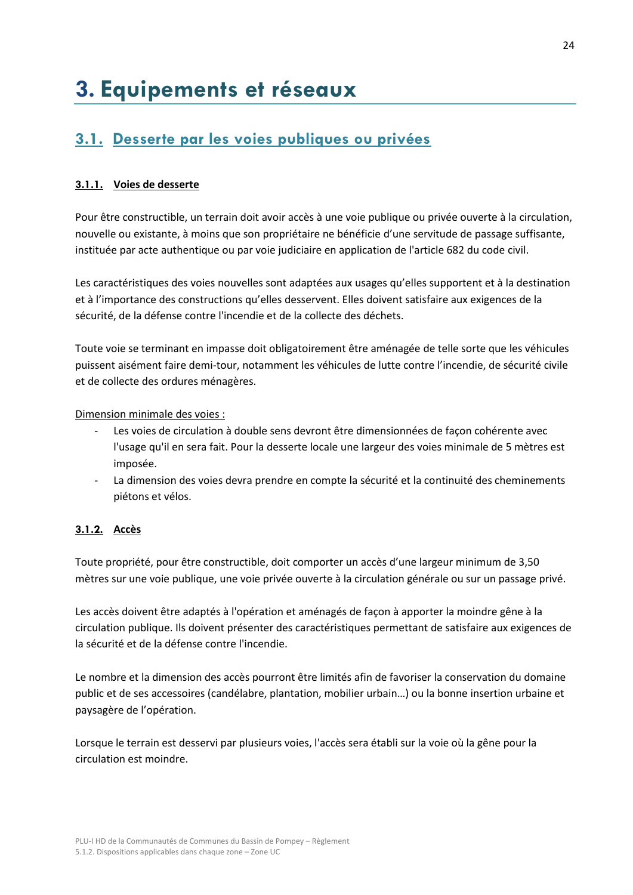# 3. Equipements et réseaux

## 3.1. Desserte par les voies publiques ou privées

### 3.1.1. Voies de desserte

Pour être constructible, un terrain doit avoir accès à une voie publique ou privée ouverte à la circulation, nouvelle ou existante, à moins que son propriétaire ne bénéficie d'une servitude de passage suffisante, instituée par acte authentique ou par voie judiciaire en application de l'article 682 du code civil.

Les caractéristiques des voies nouvelles sont adaptées aux usages qu'elles supportent et à la destination et à l'importance des constructions qu'elles desservent. Elles doivent satisfaire aux exigences de la sécurité, de la défense contre l'incendie et de la collecte des déchets.

Toute voie se terminant en impasse doit obligatoirement être aménagée de telle sorte que les véhicules puissent aisément faire demi-tour, notamment les véhicules de lutte contre l'incendie, de sécurité civile et de collecte des ordures ménagères.

Dimension minimale des voies :

- Les voies de circulation à double sens devront être dimensionnées de façon cohérente avec l'usage qu'il en sera fait. Pour la desserte locale une largeur des voies minimale de 5 mètres est imposée.
- La dimension des voies devra prendre en compte la sécurité et la continuité des cheminements piétons et vélos.

### 3.1.2. Accès

Toute propriété, pour être constructible, doit comporter un accès d'une largeur minimum de 3,50 mètres sur une voie publique, une voie privée ouverte à la circulation générale ou sur un passage privé.

Les accès doivent être adaptés à l'opération et aménagés de façon à apporter la moindre gêne à la circulation publique. Ils doivent présenter des caractéristiques permettant de satisfaire aux exigences de la sécurité et de la défense contre l'incendie.

Le nombre et la dimension des accès pourront être limités afin de favoriser la conservation du domaine public et de ses accessoires (candélabre, plantation, mobilier urbain…) ou la bonne insertion urbaine et paysagère de l'opération.

Lorsque le terrain est desservi par plusieurs voies, l'accès sera établi sur la voie où la gêne pour la circulation est moindre.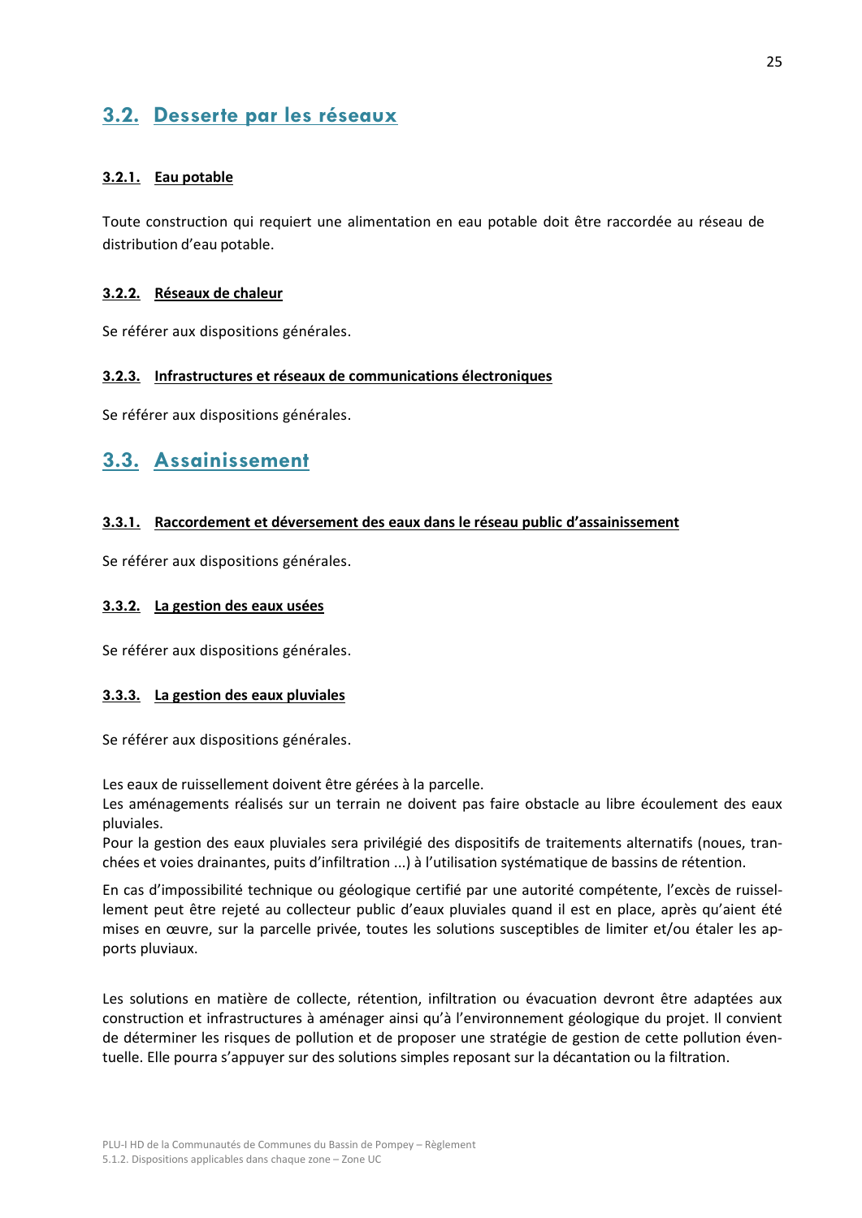## 3.2. Desserte par les réseaux

### 3.2.1. Eau potable

Toute construction qui requiert une alimentation en eau potable doit être raccordée au réseau de distribution d'eau potable.

### 3.2.2. Réseaux de chaleur

Se référer aux dispositions générales.

### 3.2.3. Infrastructures et réseaux de communications électroniques

Se référer aux dispositions générales.

## 3.3. Assainissement

### 3.3.1. Raccordement et déversement des eaux dans le réseau public d'assainissement

Se référer aux dispositions générales.

### 3.3.2. La gestion des eaux usées

Se référer aux dispositions générales.

### 3.3.3. La gestion des eaux pluviales

Se référer aux dispositions générales.

Les eaux de ruissellement doivent être gérées à la parcelle.
Les aménagements réalisés sur un terrain ne doivent pas faire obstacle au libre écoulement des eaux pluviales.
Pour la gestion des eaux pluviales sera privilégié des dispositifs de traitements alternatifs (noues, tranchées et voies drainantes, puits d'infiltration ...) à l'utilisation systématique de bassins de rétention.

En cas d'impossibilité technique ou géologique certifié par une autorité compétente, l'excès de ruissellement peut être rejeté au collecteur public d'eaux pluviales quand il est en place, après qu'aient été mises en œuvre, sur la parcelle privée, toutes les solutions susceptibles de limiter et/ou étaler les apports pluviaux.

Les solutions en matière de collecte, rétention, infiltration ou évacuation devront être adaptées aux construction et infrastructures à aménager ainsi qu'à l'environnement géologique du projet. Il convient de déterminer les risques de pollution et de proposer une stratégie de gestion de cette pollution éventuelle. Elle pourra s'appuyer sur des solutions simples reposant sur la décantation ou la filtration.